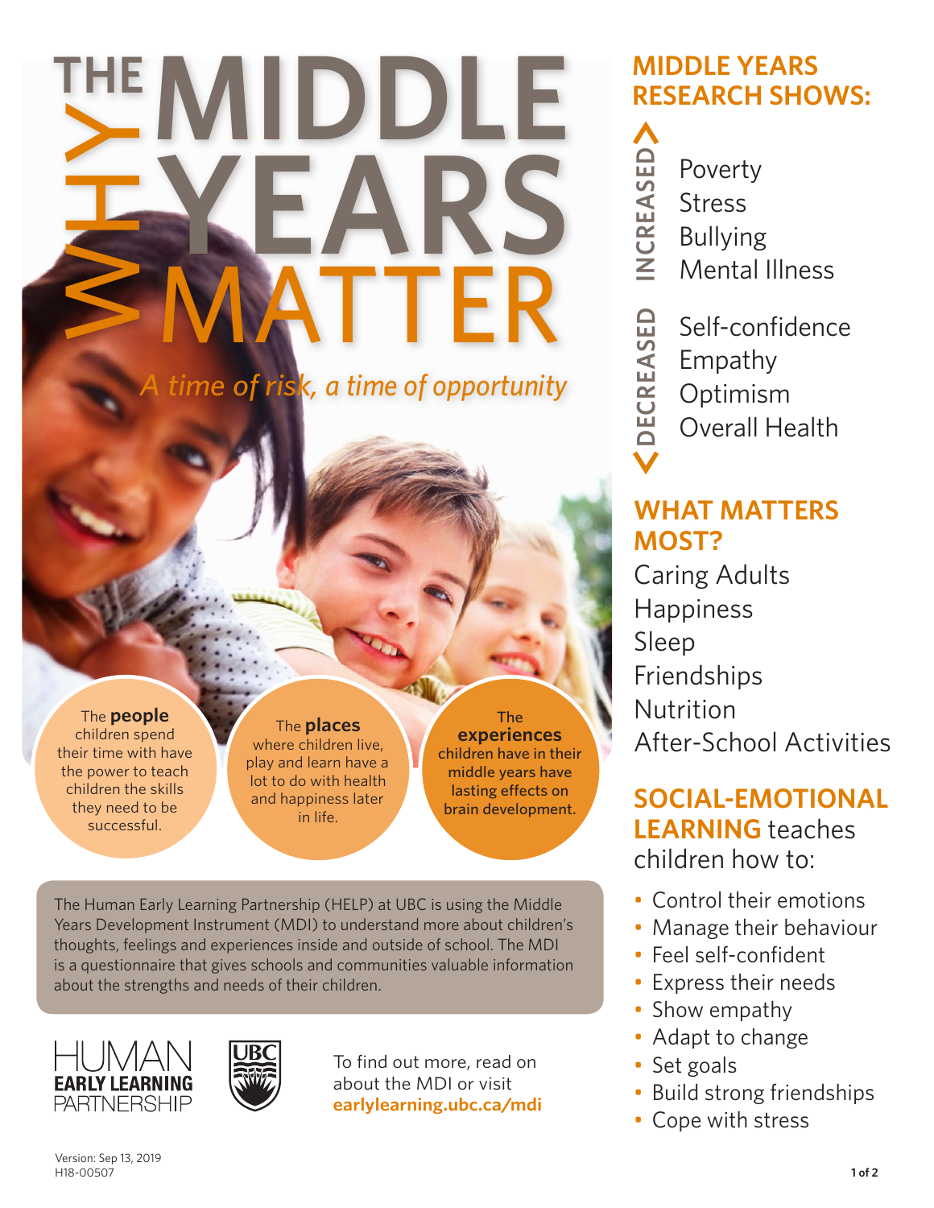# WHY THE MIDDLE YEARS MATTER

*A time of risk, a time of opportunity*

The **people** children spend their time with have the power to teach children the skills they need to be successful.

The **places** where children live, play and learn have a lot to do with health and happiness later in life.

The **experiences** children have in their middle years have lasting effects on brain development.

The Human Early Learning Partnership (HELP) at UBC is using the Middle Years Development Instrument (MDI) to understand more about children's thoughts, feelings and experiences inside and outside of school. The MDI is a questionnaire that gives schools and communities valuable information about the strengths and needs of their children.

HUMAN EARLY LEARNING PARTNERSHIP

UBC

To find out more, read on about the MDI or visit **earlylearning.ubc.ca/mdi**

## MIDDLE YEARS RESEARCH SHOWS:

**INCREASED**

- Poverty
- Stress
- Bullying
- Mental Illness

**DECREASED**

- Self-confidence
- Empathy
- Optimism
- Overall Health

## WHAT MATTERS MOST?

- Caring Adults
- Happiness
- Sleep
- Friendships
- Nutrition
- After-School Activities

## SOCIAL-EMOTIONAL LEARNING teaches children how to:

- Control their emotions
- Manage their behaviour
- Feel self-confident
- Express their needs
- Show empathy
- Adapt to change
- Set goals
- Build strong friendships
- Cope with stress

Version: Sep 13, 2019
H18-00507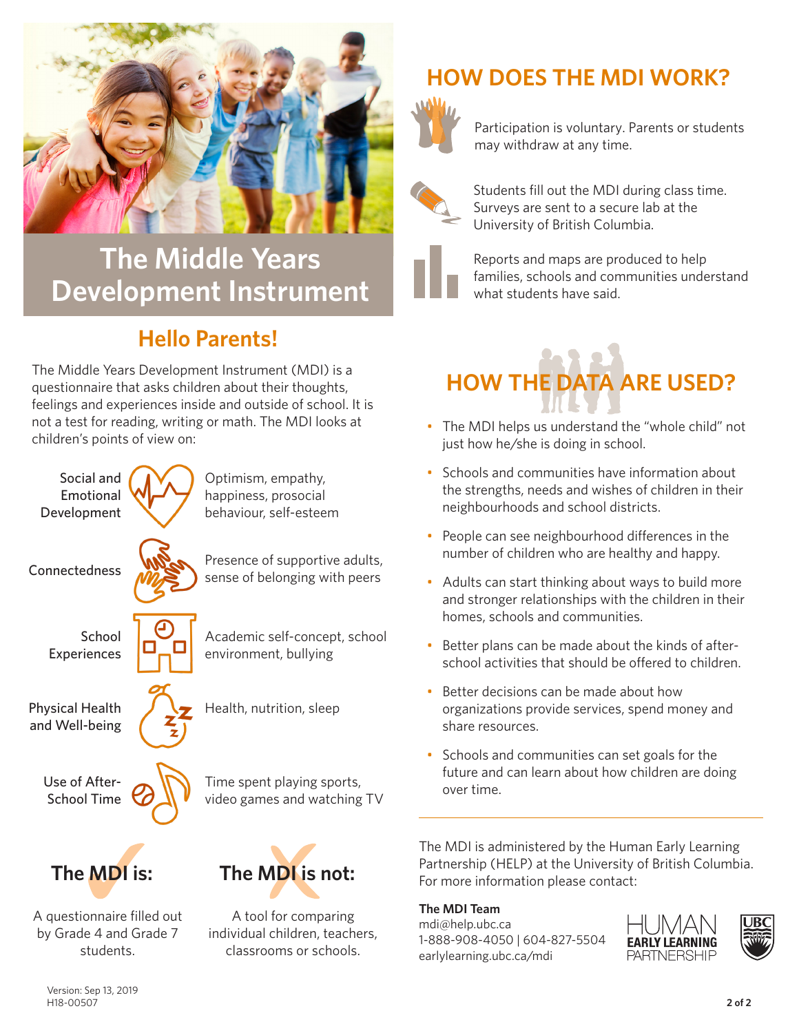# The Middle Years Development Instrument

## Hello Parents!

The Middle Years Development Instrument (MDI) is a questionnaire that asks children about their thoughts, feelings and experiences inside and outside of school. It is not a test for reading, writing or math. The MDI looks at children's points of view on:

| | |
|---|---|
| Social and Emotional Development | Optimism, empathy, happiness, prosocial behaviour, self-esteem |
| Connectedness | Presence of supportive adults, sense of belonging with peers |
| School Experiences | Academic self-concept, school environment, bullying |
| Physical Health and Well-being | Health, nutrition, sleep |
| Use of After-School Time | Time spent playing sports, video games and watching TV |

### The MDI is:

A questionnaire filled out by Grade 4 and Grade 7 students.

### The MDI is not:

A tool for comparing individual children, teachers, classrooms or schools.

## HOW DOES THE MDI WORK?

Participation is voluntary. Parents or students may withdraw at any time.

Students fill out the MDI during class time. Surveys are sent to a secure lab at the University of British Columbia.

Reports and maps are produced to help families, schools and communities understand what students have said.

## HOW THE DATA ARE USED?

- The MDI helps us understand the "whole child" not just how he/she is doing in school.
- Schools and communities have information about the strengths, needs and wishes of children in their neighbourhoods and school districts.
- People can see neighbourhood differences in the number of children who are healthy and happy.
- Adults can start thinking about ways to build more and stronger relationships with the children in their homes, schools and communities.
- Better plans can be made about the kinds of after-school activities that should be offered to children.
- Better decisions can be made about how organizations provide services, spend money and share resources.
- Schools and communities can set goals for the future and can learn about how children are doing over time.

The MDI is administered by the Human Early Learning Partnership (HELP) at the University of British Columbia. For more information please contact:

**The MDI Team**
mdi@help.ubc.ca
1-888-908-4050 | 604-827-5504
earlylearning.ubc.ca/mdi

HUMAN EARLY LEARNING PARTNERSHIP

UBC

Version: Sep 13, 2019
H18-00507